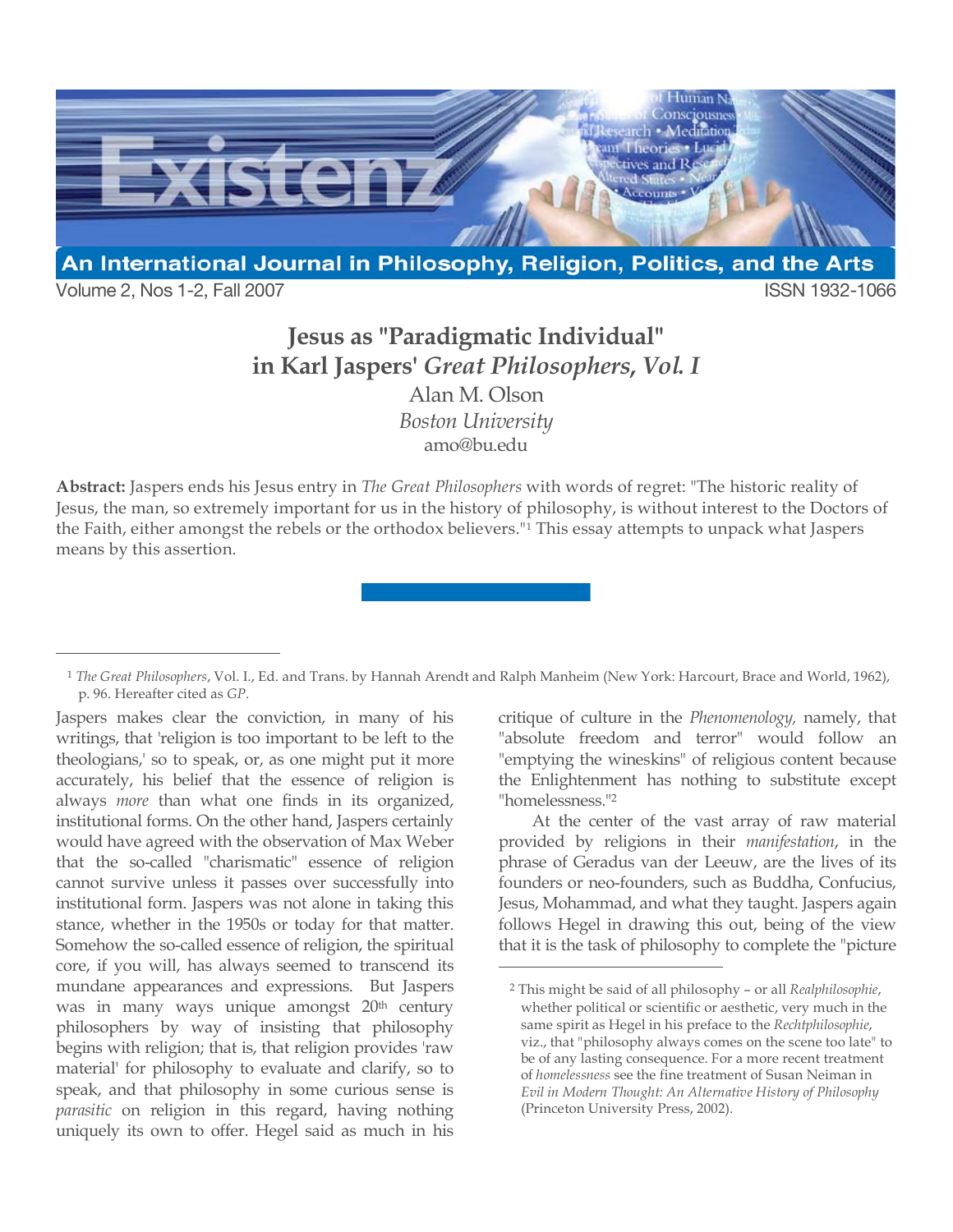# Jesus as "Paradigmatic Individual" in Karl Jaspers' *Great Philosophers, Vol. I*

Alan M. Olson

*Boston University*

amo@bu.edu

**Abstract:** Jaspers ends his Jesus entry in *The Great Philosophers* with words of regret: "The historic reality of Jesus, the man, so extremely important for us in the history of philosophy, is without interest to the Doctors of the Faith, either amongst the rebels or the orthodox believers."[1] This essay attempts to unpack what Jaspers means by this assertion.

---

Jaspers makes clear the conviction, in many of his writings, that 'religion is too important to be left to the theologians,' so to speak, or, as one might put it more accurately, his belief that the essence of religion is always *more* than what one finds in its organized, institutional forms. On the other hand, Jaspers certainly would have agreed with the observation of Max Weber that the so-called "charismatic" essence of religion cannot survive unless it passes over successfully into institutional form. Jaspers was not alone in taking this stance, whether in the 1950s or today for that matter. Somehow the so-called essence of religion, the spiritual core, if you will, has always seemed to transcend its mundane appearances and expressions. But Jaspers was in many ways unique amongst 20th century philosophers by way of insisting that philosophy begins with religion; that is, that religion provides 'raw material' for philosophy to evaluate and clarify, so to speak, and that philosophy in some curious sense is *parasitic* on religion in this regard, having nothing uniquely its own to offer. Hegel said as much in his critique of culture in the *Phenomenology,* namely, that "absolute freedom and terror" would follow an "emptying the wineskins" of religious content because the Enlightenment has nothing to substitute except "homelessness."[2]

At the center of the vast array of raw material provided by religions in their *manifestation*, in the phrase of Geradus van der Leeuw, are the lives of its founders or neo-founders, such as Buddha, Confucius, Jesus, Mohammad, and what they taught. Jaspers again follows Hegel in drawing this out, being of the view that it is the task of philosophy to complete the "picture

---

[1] *The Great Philosophers*, Vol. I., Ed. and Trans. by Hannah Arendt and Ralph Manheim (New York: Harcourt, Brace and World, 1962), p. 96. Hereafter cited as *GP*.

[2] This might be said of all philosophy – or all *Realphilosophie*, whether political or scientific or aesthetic, very much in the same spirit as Hegel in his preface to the *Rechtphilosophie*, viz., that "philosophy always comes on the scene too late" to be of any lasting consequence. For a more recent treatment of *homelessness* see the fine treatment of Susan Neiman in *Evil in Modern Thought: An Alternative History of Philosophy* (Princeton University Press, 2002).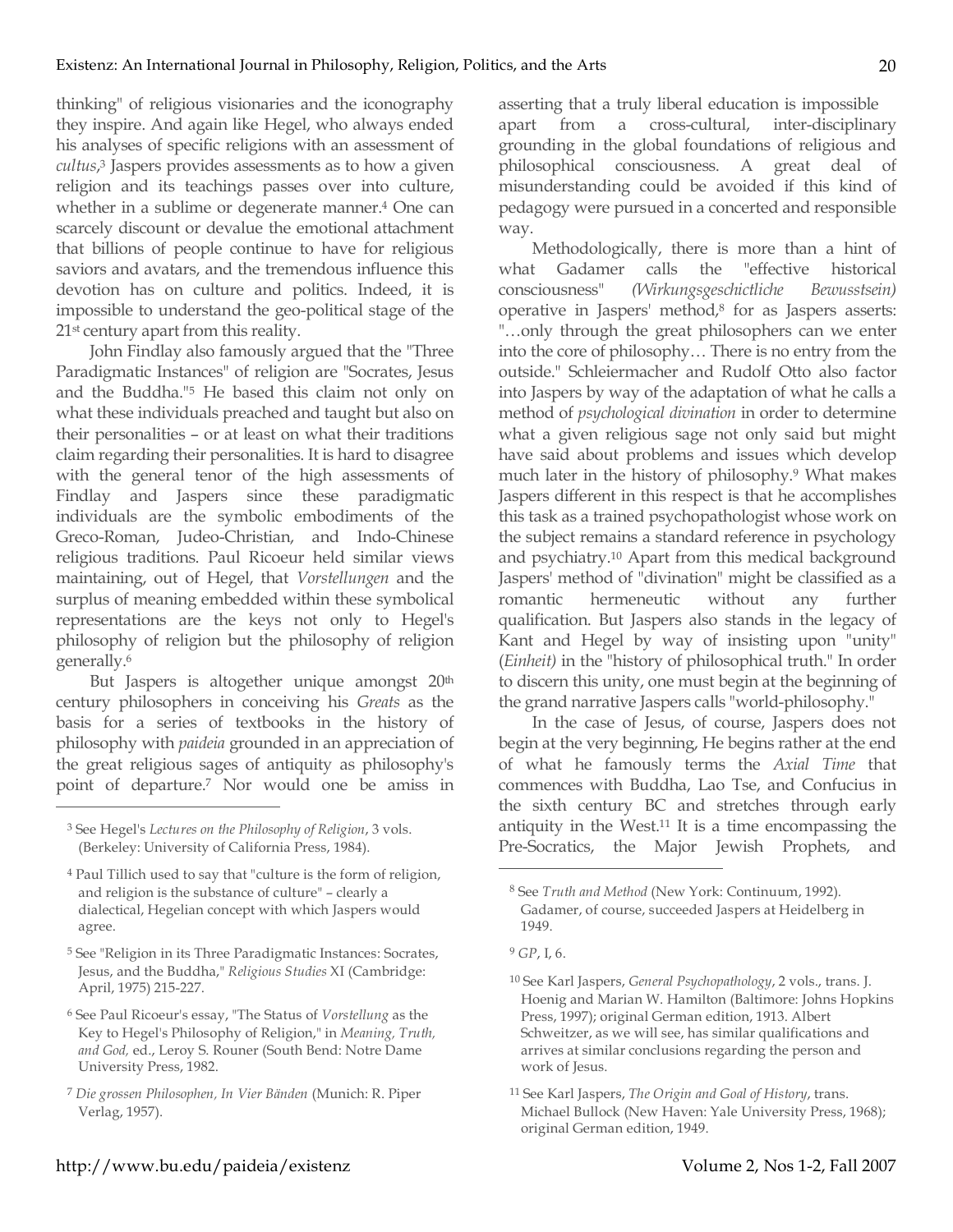thinking" of religious visionaries and the iconography they inspire. And again like Hegel, who always ended his analyses of specific religions with an assessment of *cultus*,[3] Jaspers provides assessments as to how a given religion and its teachings passes over into culture, whether in a sublime or degenerate manner.[4] One can scarcely discount or devalue the emotional attachment that billions of people continue to have for religious saviors and avatars, and the tremendous influence this devotion has on culture and politics. Indeed, it is impossible to understand the geo-political stage of the 21st century apart from this reality.

John Findlay also famously argued that the "Three Paradigmatic Instances" of religion are "Socrates, Jesus and the Buddha."[5] He based this claim not only on what these individuals preached and taught but also on their personalities – or at least on what their traditions claim regarding their personalities. It is hard to disagree with the general tenor of the high assessments of Findlay and Jaspers since these paradigmatic individuals are the symbolic embodiments of the Greco-Roman, Judeo-Christian, and Indo-Chinese religious traditions. Paul Ricoeur held similar views maintaining, out of Hegel, that *Vorstellungen* and the surplus of meaning embedded within these symbolical representations are the keys not only to Hegel's philosophy of religion but the philosophy of religion generally.[6]

But Jaspers is altogether unique amongst 20th century philosophers in conceiving his *Greats* as the basis for a series of textbooks in the history of philosophy with *paideia* grounded in an appreciation of the great religious sages of antiquity as philosophy's point of departure.[7] Nor would one be amiss in asserting that a truly liberal education is impossible apart from a cross-cultural, inter-disciplinary grounding in the global foundations of religious and philosophical consciousness. A great deal of misunderstanding could be avoided if this kind of pedagogy were pursued in a concerted and responsible way.

Methodologically, there is more than a hint of what Gadamer calls the "effective historical consciousness" *(Wirkungsgeschictliche Bewusstsein)* operative in Jaspers' method,[8] for as Jaspers asserts: "…only through the great philosophers can we enter into the core of philosophy… There is no entry from the outside." Schleiermacher and Rudolf Otto also factor into Jaspers by way of the adaptation of what he calls a method of *psychological divination* in order to determine what a given religious sage not only said but might have said about problems and issues which develop much later in the history of philosophy.[9] What makes Jaspers different in this respect is that he accomplishes this task as a trained psychopathologist whose work on the subject remains a standard reference in psychology and psychiatry.[10] Apart from this medical background Jaspers' method of "divination" might be classified as a romantic hermeneutic without any further qualification. But Jaspers also stands in the legacy of Kant and Hegel by way of insisting upon "unity" (*Einheit)* in the "history of philosophical truth." In order to discern this unity, one must begin at the beginning of the grand narrative Jaspers calls "world-philosophy."

In the case of Jesus, of course, Jaspers does not begin at the very beginning, He begins rather at the end of what he famously terms the *Axial Time* that commences with Buddha, Lao Tse, and Confucius in the sixth century BC and stretches through early antiquity in the West.[11] It is a time encompassing the Pre-Socratics, the Major Jewish Prophets, and

---

[3] See Hegel's *Lectures on the Philosophy of Religion*, 3 vols. (Berkeley: University of California Press, 1984).

[4] Paul Tillich used to say that "culture is the form of religion, and religion is the substance of culture" – clearly a dialectical, Hegelian concept with which Jaspers would agree.

[5] See "Religion in its Three Paradigmatic Instances: Socrates, Jesus, and the Buddha," *Religious Studies* XI (Cambridge: April, 1975) 215-227.

[6] See Paul Ricoeur's essay, "The Status of *Vorstellung* as the Key to Hegel's Philosophy of Religion," in *Meaning, Truth, and God,* ed., Leroy S. Rouner (South Bend: Notre Dame University Press, 1982.

[7] *Die grossen Philosophen, In Vier Bänden* (Munich: R. Piper Verlag, 1957).

[8] See *Truth and Method* (New York: Continuum, 1992). Gadamer, of course, succeeded Jaspers at Heidelberg in 1949.

[9] *GP*, I, 6.

[10] See Karl Jaspers, *General Psychopathology*, 2 vols., trans. J. Hoenig and Marian W. Hamilton (Baltimore: Johns Hopkins Press, 1997); original German edition, 1913. Albert Schweitzer, as we will see, has similar qualifications and arrives at similar conclusions regarding the person and work of Jesus.

[11] See Karl Jaspers, *The Origin and Goal of History*, trans. Michael Bullock (New Haven: Yale University Press, 1968); original German edition, 1949.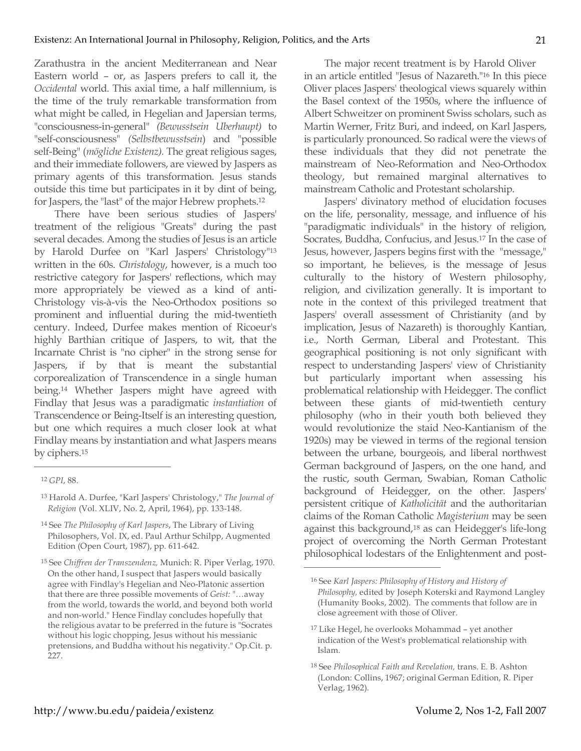Zarathustra in the ancient Mediterranean and Near Eastern world – or, as Jaspers prefers to call it, the *Occidental* world. This axial time, a half millennium, is the time of the truly remarkable transformation from what might be called, in Hegelian and Japersian terms, "consciousness-in-general" *(Bewusstsein Uberhaupt)* to "self-consciousness" *(Selbstbewusstsein*) and "possible self-Being" (*mögliche Existenz).* The great religious sages, and their immediate followers, are viewed by Jaspers as primary agents of this transformation. Jesus stands outside this time but participates in it by dint of being, for Jaspers, the "last" of the major Hebrew prophets.[12]

There have been serious studies of Jaspers' treatment of the religious "Greats" during the past several decades. Among the studies of Jesus is an article by Harold Durfee on "Karl Jaspers' Christology"[13] written in the 60s. *Christology*, however, is a much too restrictive category for Jaspers' reflections, which may more appropriately be viewed as a kind of anti-Christology vis-à-vis the Neo-Orthodox positions so prominent and influential during the mid-twentieth century. Indeed, Durfee makes mention of Ricoeur's highly Barthian critique of Jaspers, to wit, that the Incarnate Christ is "no cipher" in the strong sense for Jaspers, if by that is meant the substantial corporealization of Transcendence in a single human being.[14] Whether Jaspers might have agreed with Findlay that Jesus was a paradigmatic *instantiation* of Transcendence or Being-Itself is an interesting question, but one which requires a much closer look at what Findlay means by instantiation and what Jaspers means by ciphers.[15]

The major recent treatment is by Harold Oliver in an article entitled "Jesus of Nazareth."[16] In this piece Oliver places Jaspers' theological views squarely within the Basel context of the 1950s, where the influence of Albert Schweitzer on prominent Swiss scholars, such as Martin Werner, Fritz Buri, and indeed, on Karl Jaspers, is particularly pronounced. So radical were the views of these individuals that they did not penetrate the mainstream of Neo-Reformation and Neo-Orthodox theology, but remained marginal alternatives to mainstream Catholic and Protestant scholarship.

Jaspers' divinatory method of elucidation focuses on the life, personality, message, and influence of his "paradigmatic individuals" in the history of religion, Socrates, Buddha, Confucius, and Jesus.[17] In the case of Jesus, however, Jaspers begins first with the "message," so important, he believes, is the message of Jesus culturally to the history of Western philosophy, religion, and civilization generally. It is important to note in the context of this privileged treatment that Jaspers' overall assessment of Christianity (and by implication, Jesus of Nazareth) is thoroughly Kantian, i.e., North German, Liberal and Protestant. This geographical positioning is not only significant with respect to understanding Jaspers' view of Christianity but particularly important when assessing his problematical relationship with Heidegger. The conflict between these giants of mid-twentieth century philosophy (who in their youth both believed they would revolutionize the staid Neo-Kantianism of the 1920s) may be viewed in terms of the regional tension between the urbane, bourgeois, and liberal northwest German background of Jaspers, on the one hand, and the rustic, south German, Swabian, Roman Catholic background of Heidegger, on the other. Jaspers' persistent critique of *Katholicität* and the authoritarian claims of the Roman Catholic *Magisterium* may be seen against this background,[18] as can Heidegger's life-long project of overcoming the North German Protestant philosophical lodestars of the Enlightenment and post-

---

[12] *GPI*, 88.

[13] Harold A. Durfee, "Karl Jaspers' Christology," *The Journal of Religion* (Vol. XLIV, No. 2, April, 1964), pp. 133-148.

[14] See *The Philosophy of Karl Jaspers*, The Library of Living Philosophers, Vol. IX, ed. Paul Arthur Schilpp, Augmented Edition (Open Court, 1987), pp. 611-642.

[15] See *Chiffren der Transzendenz,* Munich: R. Piper Verlag, 1970. On the other hand, I suspect that Jaspers would basically agree with Findlay's Hegelian and Neo-Platonic assertion that there are three possible movements of *Geist:* "…away from the world, towards the world, and beyond both world and non-world." Hence Findlay concludes hopefully that the religious avatar to be preferred in the future is "Socrates without his logic chopping, Jesus without his messianic pretensions, and Buddha without his negativity." Op.Cit. p. 227.

[16] See *Karl Jaspers: Philosophy of History and History of Philosophy,* edited by Joseph Koterski and Raymond Langley (Humanity Books, 2002). The comments that follow are in close agreement with those of Oliver.

[17] Like Hegel, he overlooks Mohammad – yet another indication of the West's problematical relationship with Islam.

[18] See *Philosophical Faith and Revelation,* trans. E. B. Ashton (London: Collins, 1967; original German Edition, R. Piper Verlag, 1962).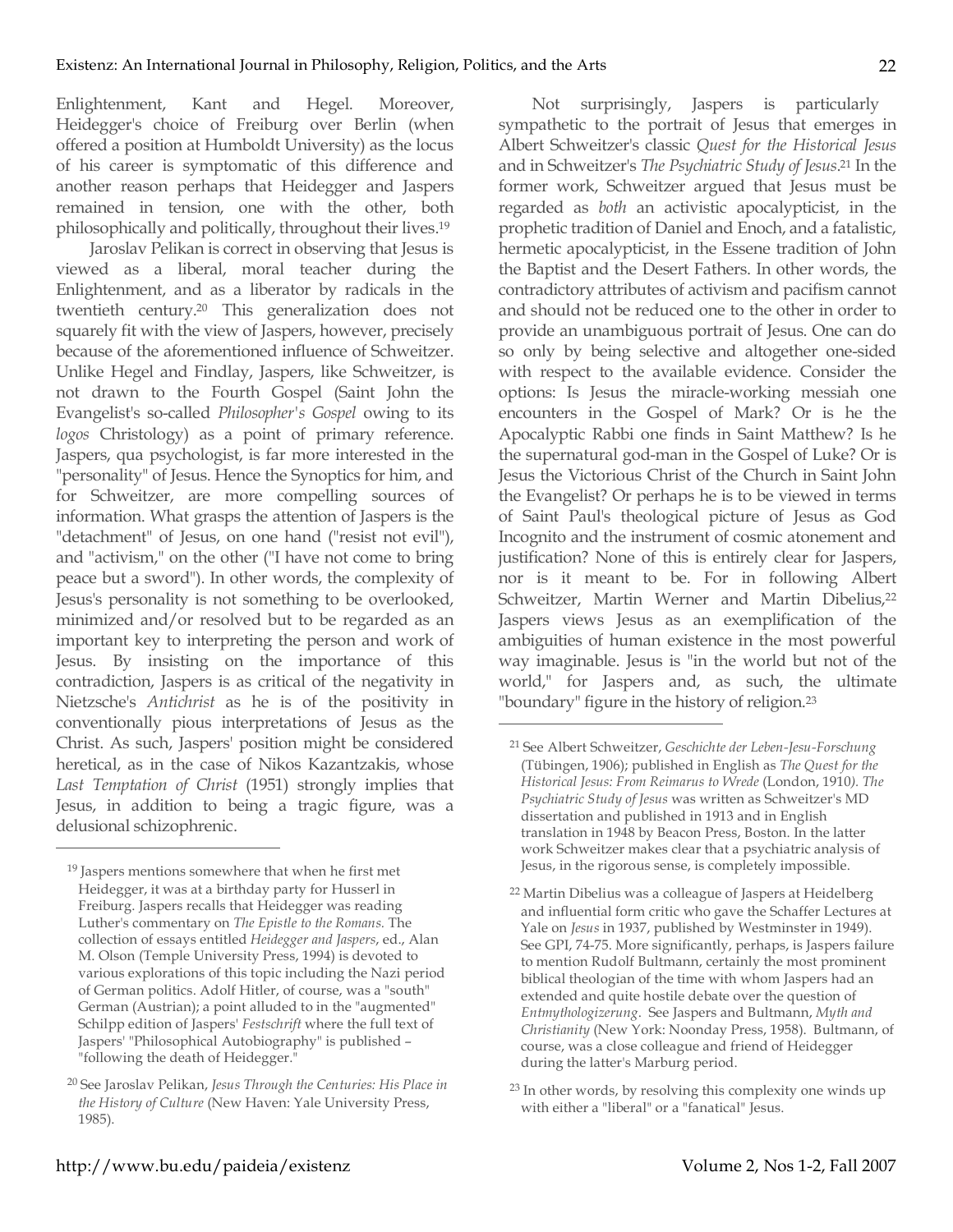Enlightenment, Kant and Hegel. Moreover, Heidegger's choice of Freiburg over Berlin (when offered a position at Humboldt University) as the locus of his career is symptomatic of this difference and another reason perhaps that Heidegger and Jaspers remained in tension, one with the other, both philosophically and politically, throughout their lives.[19]

Jaroslav Pelikan is correct in observing that Jesus is viewed as a liberal, moral teacher during the Enlightenment, and as a liberator by radicals in the twentieth century.[20] This generalization does not squarely fit with the view of Jaspers, however, precisely because of the aforementioned influence of Schweitzer. Unlike Hegel and Findlay, Jaspers, like Schweitzer, is not drawn to the Fourth Gospel (Saint John the Evangelist's so-called *Philosopher's Gospel* owing to its *logos* Christology) as a point of primary reference. Jaspers, qua psychologist, is far more interested in the "personality" of Jesus. Hence the Synoptics for him, and for Schweitzer, are more compelling sources of information. What grasps the attention of Jaspers is the "detachment" of Jesus, on one hand ("resist not evil"), and "activism," on the other ("I have not come to bring peace but a sword"). In other words, the complexity of Jesus's personality is not something to be overlooked, minimized and/or resolved but to be regarded as an important key to interpreting the person and work of Jesus. By insisting on the importance of this contradiction, Jaspers is as critical of the negativity in Nietzsche's *Antichrist* as he is of the positivity in conventionally pious interpretations of Jesus as the Christ. As such, Jaspers' position might be considered heretical, as in the case of Nikos Kazantzakis, whose *Last Temptation of Christ* (1951) strongly implies that Jesus, in addition to being a tragic figure, was a delusional schizophrenic.

Not surprisingly, Jaspers is particularly sympathetic to the portrait of Jesus that emerges in Albert Schweitzer's classic *Quest for the Historical Jesus* and in Schweitzer's *The Psychiatric Study of Jesus*.[21] In the former work, Schweitzer argued that Jesus must be regarded as *both* an activistic apocalypticist, in the prophetic tradition of Daniel and Enoch, and a fatalistic, hermetic apocalypticist, in the Essene tradition of John the Baptist and the Desert Fathers. In other words, the contradictory attributes of activism and pacifism cannot and should not be reduced one to the other in order to provide an unambiguous portrait of Jesus. One can do so only by being selective and altogether one-sided with respect to the available evidence. Consider the options: Is Jesus the miracle-working messiah one encounters in the Gospel of Mark? Or is he the Apocalyptic Rabbi one finds in Saint Matthew? Is he the supernatural god-man in the Gospel of Luke? Or is Jesus the Victorious Christ of the Church in Saint John the Evangelist? Or perhaps he is to be viewed in terms of Saint Paul's theological picture of Jesus as God Incognito and the instrument of cosmic atonement and justification? None of this is entirely clear for Jaspers, nor is it meant to be. For in following Albert Schweitzer, Martin Werner and Martin Dibelius,[22] Jaspers views Jesus as an exemplification of the ambiguities of human existence in the most powerful way imaginable. Jesus is "in the world but not of the world," for Jaspers and, as such, the ultimate "boundary" figure in the history of religion.[23]

---

[19] Jaspers mentions somewhere that when he first met Heidegger, it was at a birthday party for Husserl in Freiburg. Jaspers recalls that Heidegger was reading Luther's commentary on *The Epistle to the Romans.* The collection of essays entitled *Heidegger and Jaspers*, ed., Alan M. Olson (Temple University Press, 1994) is devoted to various explorations of this topic including the Nazi period of German politics. Adolf Hitler, of course, was a "south" German (Austrian); a point alluded to in the "augmented" Schilpp edition of Jaspers' *Festschrift* where the full text of Jaspers' "Philosophical Autobiography" is published – "following the death of Heidegger."

[20] See Jaroslav Pelikan, *Jesus Through the Centuries: His Place in the History of Culture* (New Haven: Yale University Press, 1985).

[21] See Albert Schweitzer, *Geschichte der Leben-Jesu-Forschung* (Tübingen, 1906); published in English as *The Quest for the Historical Jesus: From Reimarus to Wrede* (London, 1910). *The Psychiatric Study of Jesus* was written as Schweitzer's MD dissertation and published in 1913 and in English translation in 1948 by Beacon Press, Boston. In the latter work Schweitzer makes clear that a psychiatric analysis of Jesus, in the rigorous sense, is completely impossible.

[22] Martin Dibelius was a colleague of Jaspers at Heidelberg and influential form critic who gave the Schaffer Lectures at Yale on *Jesus* in 1937, published by Westminster in 1949). See GPI, 74-75. More significantly, perhaps, is Jaspers failure to mention Rudolf Bultmann, certainly the most prominent biblical theologian of the time with whom Jaspers had an extended and quite hostile debate over the question of *Entmythologizerung*. See Jaspers and Bultmann, *Myth and Christianity* (New York: Noonday Press, 1958). Bultmann, of course, was a close colleague and friend of Heidegger during the latter's Marburg period.

[23] In other words, by resolving this complexity one winds up with either a "liberal" or a "fanatical" Jesus.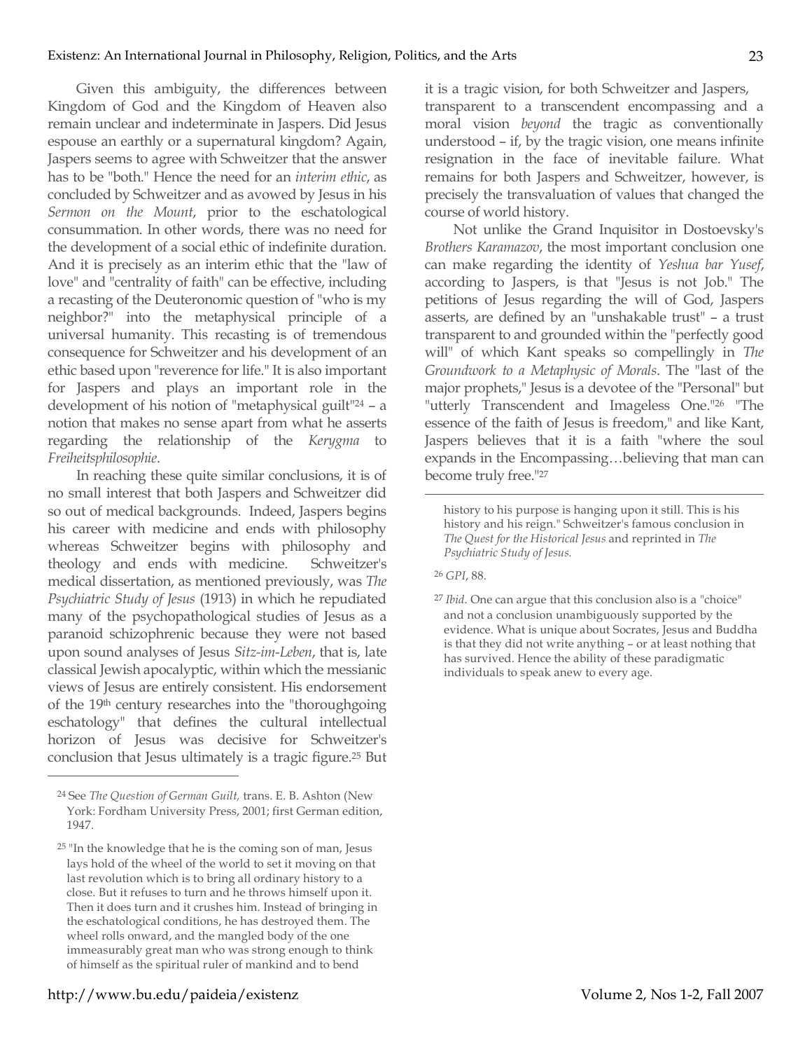Given this ambiguity, the differences between Kingdom of God and the Kingdom of Heaven also remain unclear and indeterminate in Jaspers. Did Jesus espouse an earthly or a supernatural kingdom? Again, Jaspers seems to agree with Schweitzer that the answer has to be "both." Hence the need for an *interim ethic*, as concluded by Schweitzer and as avowed by Jesus in his *Sermon on the Mount*, prior to the eschatological consummation. In other words, there was no need for the development of a social ethic of indefinite duration. And it is precisely as an interim ethic that the "law of love" and "centrality of faith" can be effective, including a recasting of the Deuteronomic question of "who is my neighbor?" into the metaphysical principle of a universal humanity. This recasting is of tremendous consequence for Schweitzer and his development of an ethic based upon "reverence for life." It is also important for Jaspers and plays an important role in the development of his notion of "metaphysical guilt"[24] – a notion that makes no sense apart from what he asserts regarding the relationship of the *Kerygma* to *Freiheitsphilosophie*.

In reaching these quite similar conclusions, it is of no small interest that both Jaspers and Schweitzer did so out of medical backgrounds. Indeed, Jaspers begins his career with medicine and ends with philosophy whereas Schweitzer begins with philosophy and theology and ends with medicine. Schweitzer's medical dissertation, as mentioned previously, was *The Psychiatric Study of Jesus* (1913) in which he repudiated many of the psychopathological studies of Jesus as a paranoid schizophrenic because they were not based upon sound analyses of Jesus *Sitz-im-Leben*, that is, late classical Jewish apocalyptic, within which the messianic views of Jesus are entirely consistent. His endorsement of the 19th century researches into the "thoroughgoing eschatology" that defines the cultural intellectual horizon of Jesus was decisive for Schweitzer's conclusion that Jesus ultimately is a tragic figure.[25] But it is a tragic vision, for both Schweitzer and Jaspers, transparent to a transcendent encompassing and a moral vision *beyond* the tragic as conventionally understood – if, by the tragic vision, one means infinite resignation in the face of inevitable failure. What remains for both Jaspers and Schweitzer, however, is precisely the transvaluation of values that changed the course of world history.

Not unlike the Grand Inquisitor in Dostoevsky's *Brothers Karamazov*, the most important conclusion one can make regarding the identity of *Yeshua bar Yusef*, according to Jaspers, is that "Jesus is not Job." The petitions of Jesus regarding the will of God, Jaspers asserts, are defined by an "unshakable trust" – a trust transparent to and grounded within the "perfectly good will" of which Kant speaks so compellingly in *The Groundwork to a Metaphysic of Morals*. The "last of the major prophets," Jesus is a devotee of the "Personal" but "utterly Transcendent and Imageless One."[26] "The essence of the faith of Jesus is freedom," and like Kant, Jaspers believes that it is a faith "where the soul expands in the Encompassing…believing that man can become truly free."[27]

---

[24] See *The Question of German Guilt,* trans. E. B. Ashton (New York: Fordham University Press, 2001; first German edition, 1947.

[25] "In the knowledge that he is the coming son of man, Jesus lays hold of the wheel of the world to set it moving on that last revolution which is to bring all ordinary history to a close. But it refuses to turn and he throws himself upon it. Then it does turn and it crushes him. Instead of bringing in the eschatological conditions, he has destroyed them. The wheel rolls onward, and the mangled body of the one immeasurably great man who was strong enough to think of himself as the spiritual ruler of mankind and to bend history to his purpose is hanging upon it still. This is his history and his reign." Schweitzer's famous conclusion in *The Quest for the Historical Jesus* and reprinted in *The Psychiatric Study of Jesus.*

[26] *GPI*, 88.

[27] *Ibid*. One can argue that this conclusion also is a "choice" and not a conclusion unambiguously supported by the evidence. What is unique about Socrates, Jesus and Buddha is that they did not write anything – or at least nothing that has survived. Hence the ability of these paradigmatic individuals to speak anew to every age.